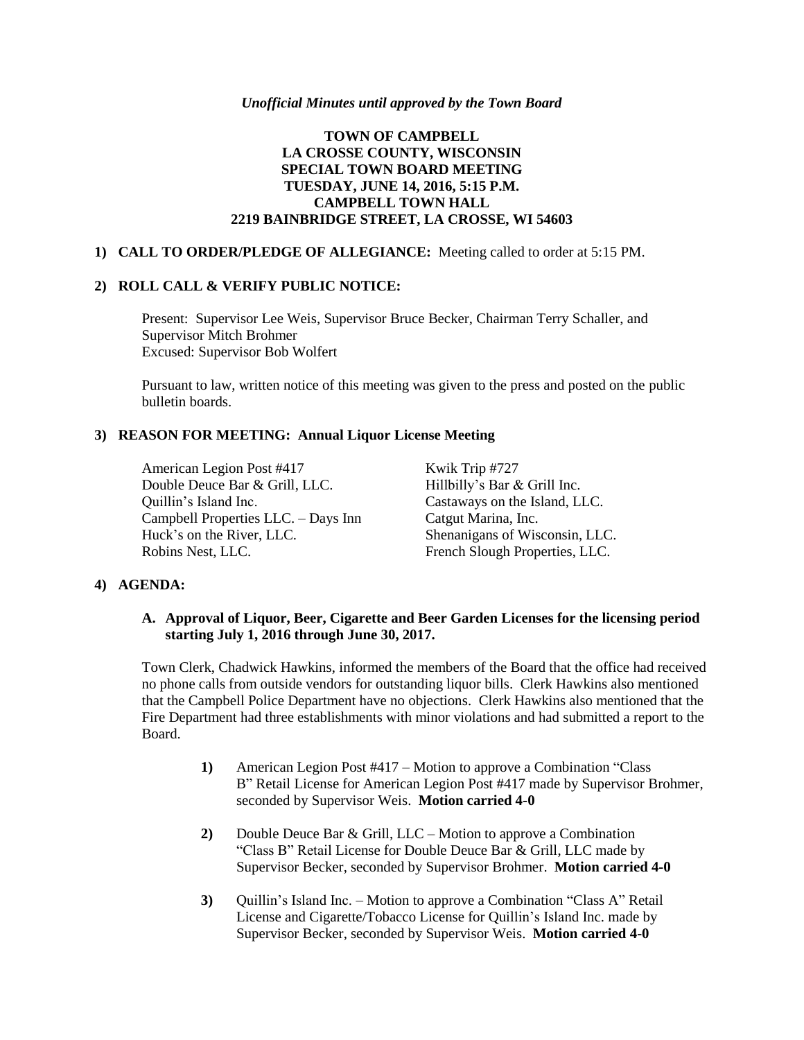*Unofficial Minutes until approved by the Town Board*

**TOWN OF CAMPBELL**
**LA CROSSE COUNTY, WISCONSIN**
**SPECIAL TOWN BOARD MEETING**
**TUESDAY, JUNE 14, 2016, 5:15 P.M.**
**CAMPBELL TOWN HALL**
**2219 BAINBRIDGE STREET, LA CROSSE, WI 54603**

**1) CALL TO ORDER/PLEDGE OF ALLEGIANCE:** Meeting called to order at 5:15 PM.

**2) ROLL CALL & VERIFY PUBLIC NOTICE:**

Present: Supervisor Lee Weis, Supervisor Bruce Becker, Chairman Terry Schaller, and Supervisor Mitch Brohmer
Excused: Supervisor Bob Wolfert

Pursuant to law, written notice of this meeting was given to the press and posted on the public bulletin boards.

**3) REASON FOR MEETING: Annual Liquor License Meeting**

American Legion Post #417
Double Deuce Bar & Grill, LLC.
Quillin's Island Inc.
Campbell Properties LLC. – Days Inn
Huck's on the River, LLC.
Robins Nest, LLC.
Kwik Trip #727
Hillbilly's Bar & Grill Inc.
Castaways on the Island, LLC.
Catgut Marina, Inc.
Shenanigans of Wisconsin, LLC.
French Slough Properties, LLC.

**4) AGENDA:**

**A. Approval of Liquor, Beer, Cigarette and Beer Garden Licenses for the licensing period starting July 1, 2016 through June 30, 2017.**

Town Clerk, Chadwick Hawkins, informed the members of the Board that the office had received no phone calls from outside vendors for outstanding liquor bills. Clerk Hawkins also mentioned that the Campbell Police Department have no objections. Clerk Hawkins also mentioned that the Fire Department had three establishments with minor violations and had submitted a report to the Board.

1) American Legion Post #417 – Motion to approve a Combination "Class B" Retail License for American Legion Post #417 made by Supervisor Brohmer, seconded by Supervisor Weis. **Motion carried 4-0**

2) Double Deuce Bar & Grill, LLC – Motion to approve a Combination "Class B" Retail License for Double Deuce Bar & Grill, LLC made by Supervisor Becker, seconded by Supervisor Brohmer. **Motion carried 4-0**

3) Quillin's Island Inc. – Motion to approve a Combination "Class A" Retail License and Cigarette/Tobacco License for Quillin's Island Inc. made by Supervisor Becker, seconded by Supervisor Weis. **Motion carried 4-0**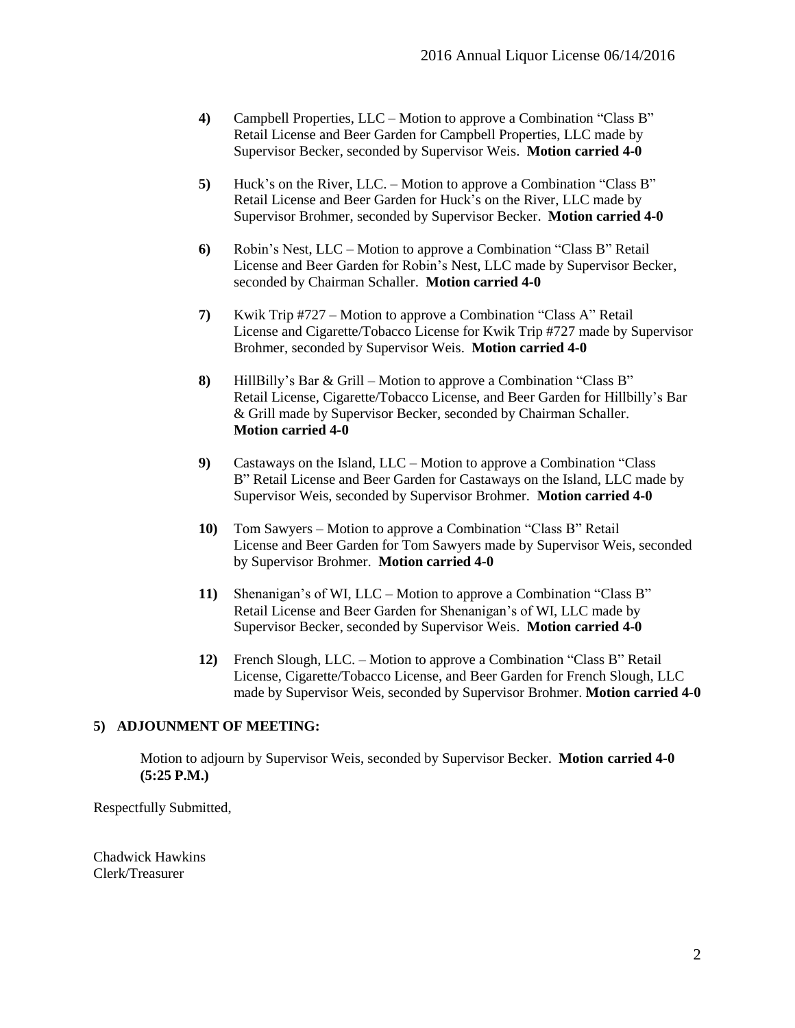4) Campbell Properties, LLC – Motion to approve a Combination "Class B" Retail License and Beer Garden for Campbell Properties, LLC made by Supervisor Becker, seconded by Supervisor Weis. **Motion carried 4-0**

5) Huck's on the River, LLC. – Motion to approve a Combination "Class B" Retail License and Beer Garden for Huck's on the River, LLC made by Supervisor Brohmer, seconded by Supervisor Becker. **Motion carried 4-0**

6) Robin's Nest, LLC – Motion to approve a Combination "Class B" Retail License and Beer Garden for Robin's Nest, LLC made by Supervisor Becker, seconded by Chairman Schaller. **Motion carried 4-0**

7) Kwik Trip #727 – Motion to approve a Combination "Class A" Retail License and Cigarette/Tobacco License for Kwik Trip #727 made by Supervisor Brohmer, seconded by Supervisor Weis. **Motion carried 4-0**

8) HillBilly's Bar & Grill – Motion to approve a Combination "Class B" Retail License, Cigarette/Tobacco License, and Beer Garden for Hillbilly's Bar & Grill made by Supervisor Becker, seconded by Chairman Schaller. **Motion carried 4-0**

9) Castaways on the Island, LLC – Motion to approve a Combination "Class B" Retail License and Beer Garden for Castaways on the Island, LLC made by Supervisor Weis, seconded by Supervisor Brohmer. **Motion carried 4-0**

10) Tom Sawyers – Motion to approve a Combination "Class B" Retail License and Beer Garden for Tom Sawyers made by Supervisor Weis, seconded by Supervisor Brohmer. **Motion carried 4-0**

11) Shenanigan's of WI, LLC – Motion to approve a Combination "Class B" Retail License and Beer Garden for Shenanigan's of WI, LLC made by Supervisor Becker, seconded by Supervisor Weis. **Motion carried 4-0**

12) French Slough, LLC. – Motion to approve a Combination "Class B" Retail License, Cigarette/Tobacco License, and Beer Garden for French Slough, LLC made by Supervisor Weis, seconded by Supervisor Brohmer. **Motion carried 4-0**

**5) ADJOURNMENT OF MEETING:**

Motion to adjourn by Supervisor Weis, seconded by Supervisor Becker. **Motion carried 4-0 (5:25 P.M.)**

Respectfully Submitted,

Chadwick Hawkins
Clerk/Treasurer